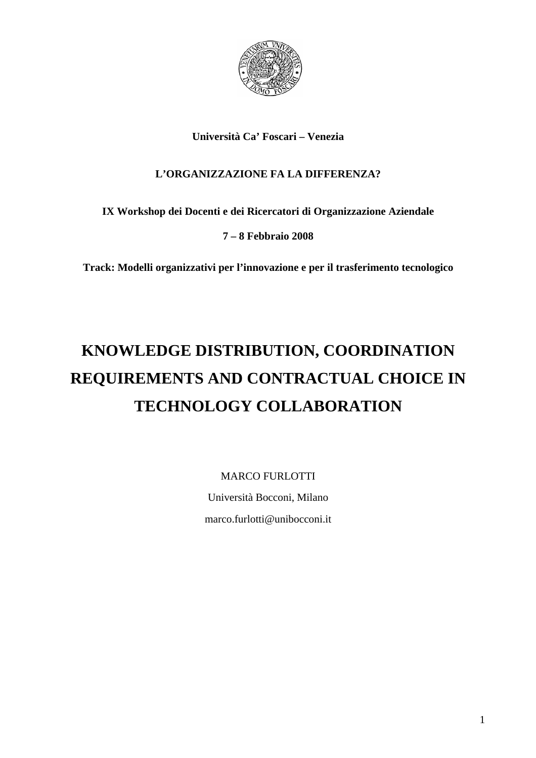**Università Ca' Foscari – Venezia**

**L'ORGANIZZAZIONE FA LA DIFFERENZA?**

**IX Workshop dei Docenti e dei Ricercatori di Organizzazione Aziendale**

**7 – 8 Febbraio 2008**

**Track: Modelli organizzativi per l'innovazione e per il trasferimento tecnologico**

# KNOWLEDGE DISTRIBUTION, COORDINATION REQUIREMENTS AND CONTRACTUAL CHOICE IN TECHNOLOGY COLLABORATION

MARCO FURLOTTI

Università Bocconi, Milano

marco.furlotti@unibocconi.it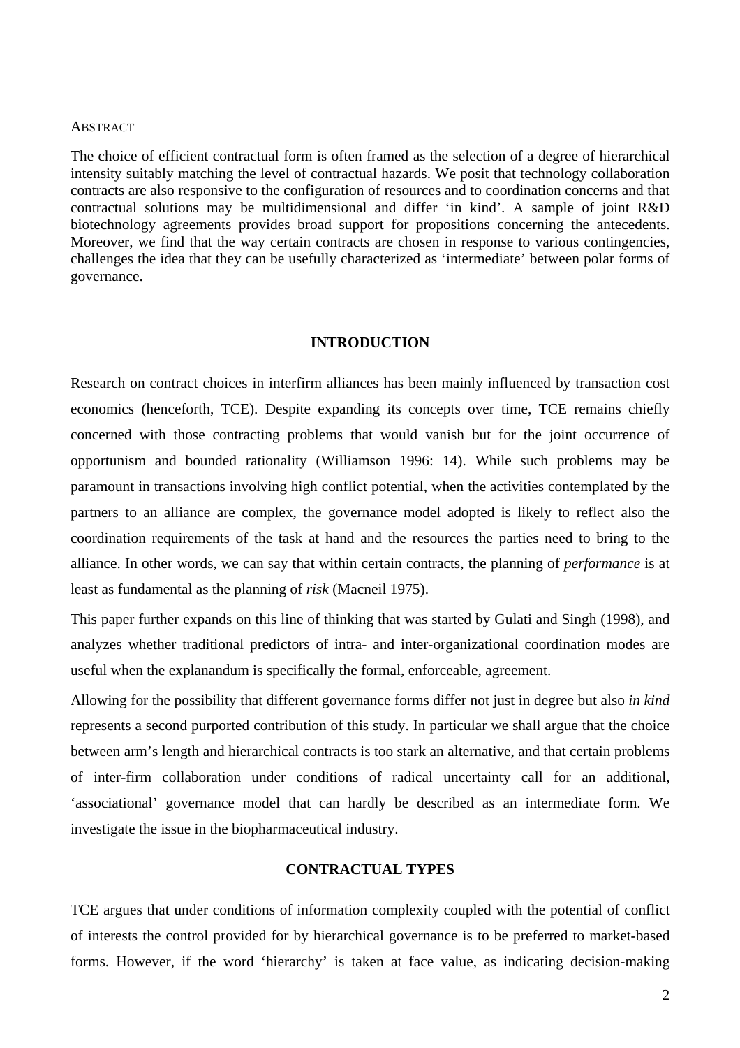## ABSTRACT

The choice of efficient contractual form is often framed as the selection of a degree of hierarchical intensity suitably matching the level of contractual hazards. We posit that technology collaboration contracts are also responsive to the configuration of resources and to coordination concerns and that contractual solutions may be multidimensional and differ 'in kind'. A sample of joint R&D biotechnology agreements provides broad support for propositions concerning the antecedents. Moreover, we find that the way certain contracts are chosen in response to various contingencies, challenges the idea that they can be usefully characterized as 'intermediate' between polar forms of governance.

## INTRODUCTION

Research on contract choices in interfirm alliances has been mainly influenced by transaction cost economics (henceforth, TCE). Despite expanding its concepts over time, TCE remains chiefly concerned with those contracting problems that would vanish but for the joint occurrence of opportunism and bounded rationality (Williamson 1996: 14). While such problems may be paramount in transactions involving high conflict potential, when the activities contemplated by the partners to an alliance are complex, the governance model adopted is likely to reflect also the coordination requirements of the task at hand and the resources the parties need to bring to the alliance. In other words, we can say that within certain contracts, the planning of *performance* is at least as fundamental as the planning of *risk* (Macneil 1975).

This paper further expands on this line of thinking that was started by Gulati and Singh (1998), and analyzes whether traditional predictors of intra- and inter-organizational coordination modes are useful when the explanandum is specifically the formal, enforceable, agreement.

Allowing for the possibility that different governance forms differ not just in degree but also *in kind* represents a second purported contribution of this study. In particular we shall argue that the choice between arm's length and hierarchical contracts is too stark an alternative, and that certain problems of inter-firm collaboration under conditions of radical uncertainty call for an additional, 'associational' governance model that can hardly be described as an intermediate form. We investigate the issue in the biopharmaceutical industry.

## CONTRACTUAL TYPES

TCE argues that under conditions of information complexity coupled with the potential of conflict of interests the control provided for by hierarchical governance is to be preferred to market-based forms. However, if the word 'hierarchy' is taken at face value, as indicating decision-making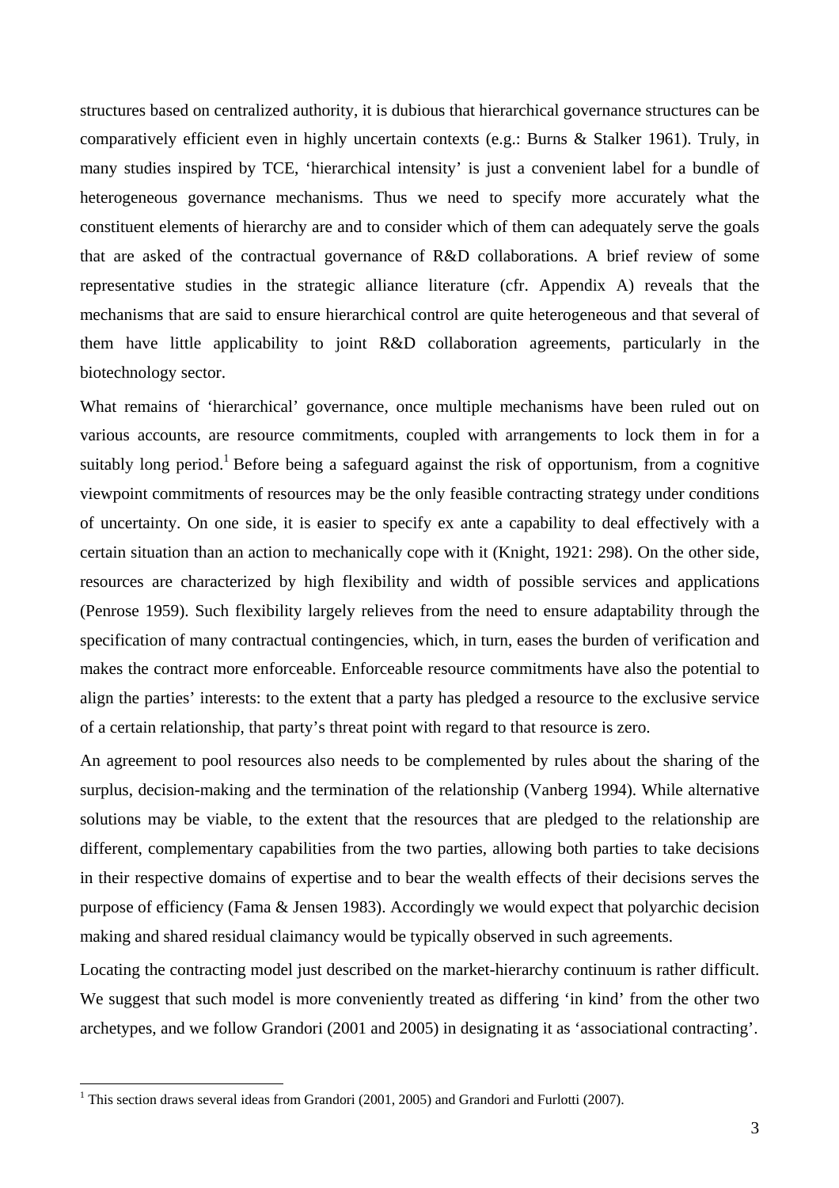structures based on centralized authority, it is dubious that hierarchical governance structures can be comparatively efficient even in highly uncertain contexts (e.g.: Burns & Stalker 1961). Truly, in many studies inspired by TCE, 'hierarchical intensity' is just a convenient label for a bundle of heterogeneous governance mechanisms. Thus we need to specify more accurately what the constituent elements of hierarchy are and to consider which of them can adequately serve the goals that are asked of the contractual governance of R&D collaborations. A brief review of some representative studies in the strategic alliance literature (cfr. Appendix A) reveals that the mechanisms that are said to ensure hierarchical control are quite heterogeneous and that several of them have little applicability to joint R&D collaboration agreements, particularly in the biotechnology sector.

What remains of 'hierarchical' governance, once multiple mechanisms have been ruled out on various accounts, are resource commitments, coupled with arrangements to lock them in for a suitably long period.[1] Before being a safeguard against the risk of opportunism, from a cognitive viewpoint commitments of resources may be the only feasible contracting strategy under conditions of uncertainty. On one side, it is easier to specify ex ante a capability to deal effectively with a certain situation than an action to mechanically cope with it (Knight, 1921: 298). On the other side, resources are characterized by high flexibility and width of possible services and applications (Penrose 1959). Such flexibility largely relieves from the need to ensure adaptability through the specification of many contractual contingencies, which, in turn, eases the burden of verification and makes the contract more enforceable. Enforceable resource commitments have also the potential to align the parties' interests: to the extent that a party has pledged a resource to the exclusive service of a certain relationship, that party's threat point with regard to that resource is zero.

An agreement to pool resources also needs to be complemented by rules about the sharing of the surplus, decision-making and the termination of the relationship (Vanberg 1994). While alternative solutions may be viable, to the extent that the resources that are pledged to the relationship are different, complementary capabilities from the two parties, allowing both parties to take decisions in their respective domains of expertise and to bear the wealth effects of their decisions serves the purpose of efficiency (Fama & Jensen 1983). Accordingly we would expect that polyarchic decision making and shared residual claimancy would be typically observed in such agreements.

Locating the contracting model just described on the market-hierarchy continuum is rather difficult. We suggest that such model is more conveniently treated as differing 'in kind' from the other two archetypes, and we follow Grandori (2001 and 2005) in designating it as 'associational contracting'.

[1] This section draws several ideas from Grandori (2001, 2005) and Grandori and Furlotti (2007).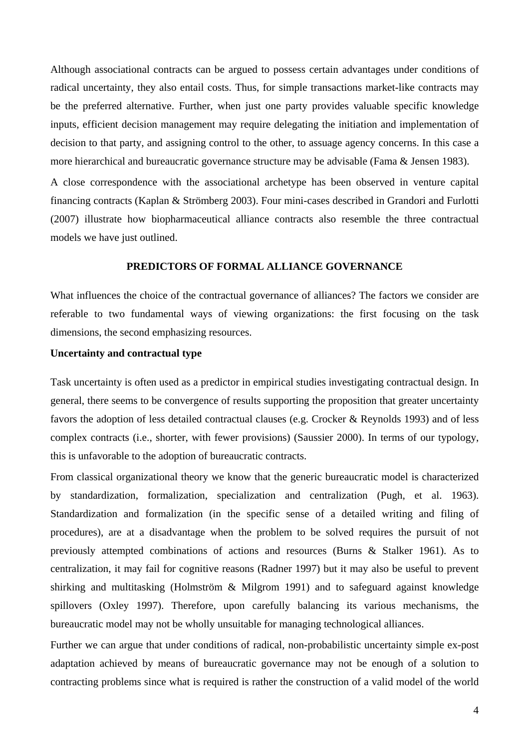Although associational contracts can be argued to possess certain advantages under conditions of radical uncertainty, they also entail costs. Thus, for simple transactions market-like contracts may be the preferred alternative. Further, when just one party provides valuable specific knowledge inputs, efficient decision management may require delegating the initiation and implementation of decision to that party, and assigning control to the other, to assuage agency concerns. In this case a more hierarchical and bureaucratic governance structure may be advisable (Fama & Jensen 1983).

A close correspondence with the associational archetype has been observed in venture capital financing contracts (Kaplan & Strömberg 2003). Four mini-cases described in Grandori and Furlotti (2007) illustrate how biopharmaceutical alliance contracts also resemble the three contractual models we have just outlined.

## PREDICTORS OF FORMAL ALLIANCE GOVERNANCE

What influences the choice of the contractual governance of alliances? The factors we consider are referable to two fundamental ways of viewing organizations: the first focusing on the task dimensions, the second emphasizing resources.

### Uncertainty and contractual type

Task uncertainty is often used as a predictor in empirical studies investigating contractual design. In general, there seems to be convergence of results supporting the proposition that greater uncertainty favors the adoption of less detailed contractual clauses (e.g. Crocker & Reynolds 1993) and of less complex contracts (i.e., shorter, with fewer provisions) (Saussier 2000). In terms of our typology, this is unfavorable to the adoption of bureaucratic contracts.

From classical organizational theory we know that the generic bureaucratic model is characterized by standardization, formalization, specialization and centralization (Pugh, et al. 1963). Standardization and formalization (in the specific sense of a detailed writing and filing of procedures), are at a disadvantage when the problem to be solved requires the pursuit of not previously attempted combinations of actions and resources (Burns & Stalker 1961). As to centralization, it may fail for cognitive reasons (Radner 1997) but it may also be useful to prevent shirking and multitasking (Holmström & Milgrom 1991) and to safeguard against knowledge spillovers (Oxley 1997). Therefore, upon carefully balancing its various mechanisms, the bureaucratic model may not be wholly unsuitable for managing technological alliances.

Further we can argue that under conditions of radical, non-probabilistic uncertainty simple ex-post adaptation achieved by means of bureaucratic governance may not be enough of a solution to contracting problems since what is required is rather the construction of a valid model of the world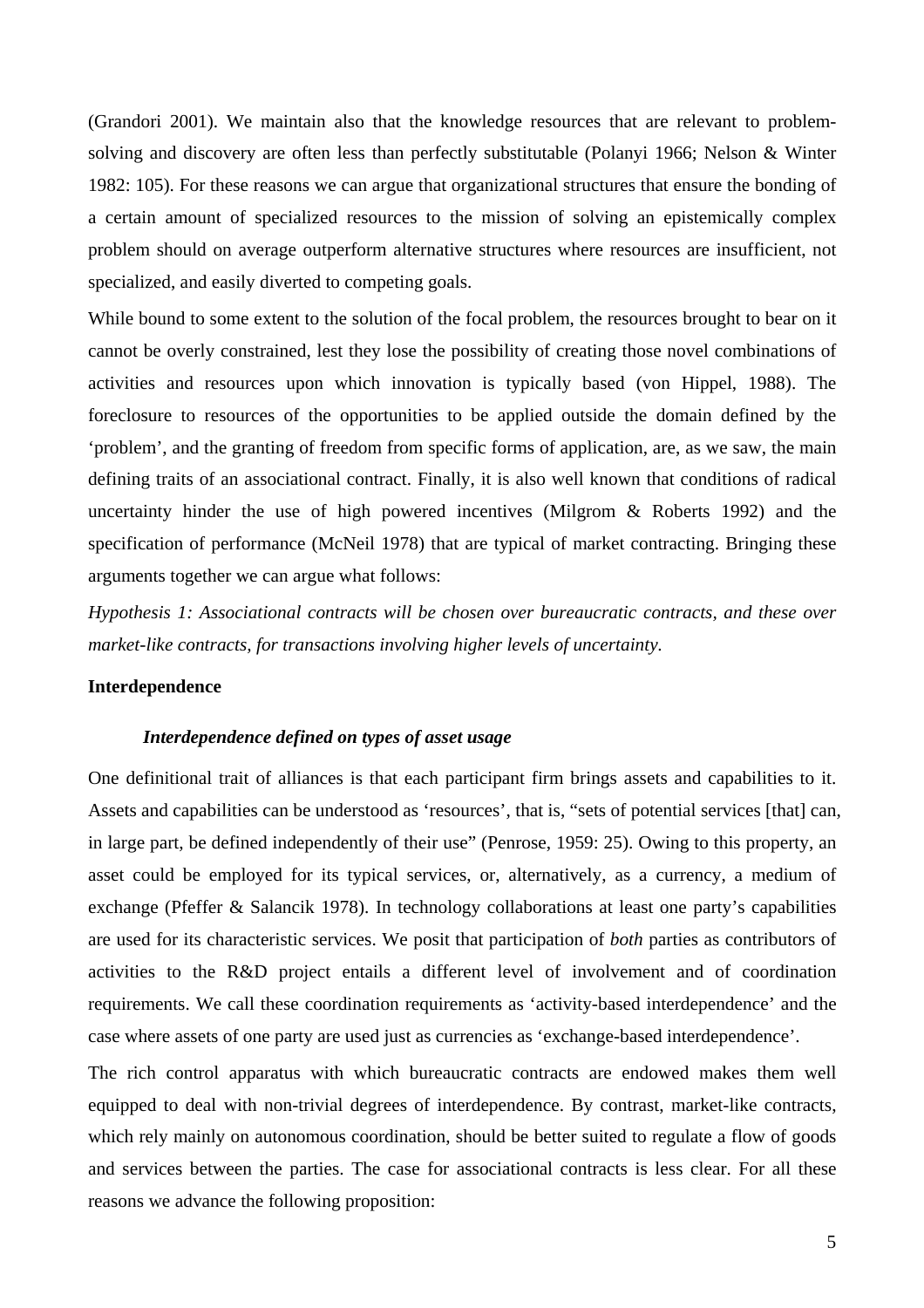(Grandori 2001). We maintain also that the knowledge resources that are relevant to problem-solving and discovery are often less than perfectly substitutable (Polanyi 1966; Nelson & Winter 1982: 105). For these reasons we can argue that organizational structures that ensure the bonding of a certain amount of specialized resources to the mission of solving an epistemically complex problem should on average outperform alternative structures where resources are insufficient, not specialized, and easily diverted to competing goals.

While bound to some extent to the solution of the focal problem, the resources brought to bear on it cannot be overly constrained, lest they lose the possibility of creating those novel combinations of activities and resources upon which innovation is typically based (von Hippel, 1988). The foreclosure to resources of the opportunities to be applied outside the domain defined by the 'problem', and the granting of freedom from specific forms of application, are, as we saw, the main defining traits of an associational contract. Finally, it is also well known that conditions of radical uncertainty hinder the use of high powered incentives (Milgrom & Roberts 1992) and the specification of performance (McNeil 1978) that are typical of market contracting. Bringing these arguments together we can argue what follows:

*Hypothesis 1: Associational contracts will be chosen over bureaucratic contracts, and these over market-like contracts, for transactions involving higher levels of uncertainty.*

**Interdependence**

***Interdependence defined on types of asset usage***

One definitional trait of alliances is that each participant firm brings assets and capabilities to it. Assets and capabilities can be understood as 'resources', that is, "sets of potential services [that] can, in large part, be defined independently of their use" (Penrose, 1959: 25). Owing to this property, an asset could be employed for its typical services, or, alternatively, as a currency, a medium of exchange (Pfeffer & Salancik 1978). In technology collaborations at least one party's capabilities are used for its characteristic services. We posit that participation of *both* parties as contributors of activities to the R&D project entails a different level of involvement and of coordination requirements. We call these coordination requirements as 'activity-based interdependence' and the case where assets of one party are used just as currencies as 'exchange-based interdependence'.

The rich control apparatus with which bureaucratic contracts are endowed makes them well equipped to deal with non-trivial degrees of interdependence. By contrast, market-like contracts, which rely mainly on autonomous coordination, should be better suited to regulate a flow of goods and services between the parties. The case for associational contracts is less clear. For all these reasons we advance the following proposition: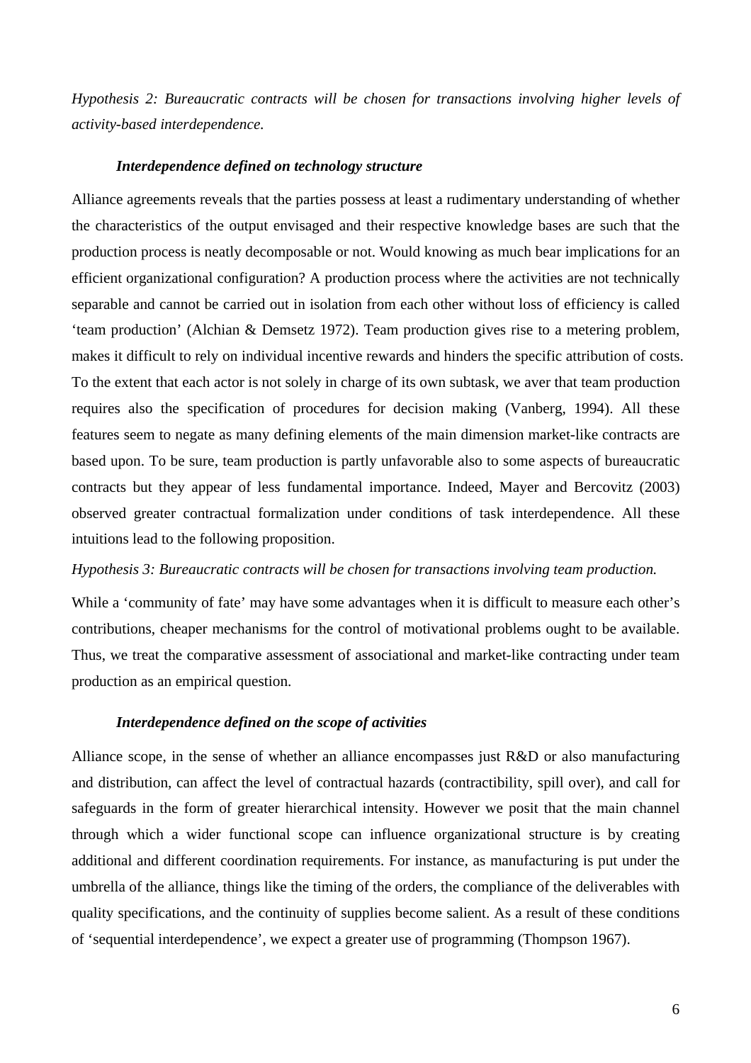*Hypothesis 2: Bureaucratic contracts will be chosen for transactions involving higher levels of activity-based interdependence.*

### *Interdependence defined on technology structure*

Alliance agreements reveals that the parties possess at least a rudimentary understanding of whether the characteristics of the output envisaged and their respective knowledge bases are such that the production process is neatly decomposable or not. Would knowing as much bear implications for an efficient organizational configuration? A production process where the activities are not technically separable and cannot be carried out in isolation from each other without loss of efficiency is called 'team production' (Alchian & Demsetz 1972). Team production gives rise to a metering problem, makes it difficult to rely on individual incentive rewards and hinders the specific attribution of costs. To the extent that each actor is not solely in charge of its own subtask, we aver that team production requires also the specification of procedures for decision making (Vanberg, 1994). All these features seem to negate as many defining elements of the main dimension market-like contracts are based upon. To be sure, team production is partly unfavorable also to some aspects of bureaucratic contracts but they appear of less fundamental importance. Indeed, Mayer and Bercovitz (2003) observed greater contractual formalization under conditions of task interdependence. All these intuitions lead to the following proposition.

*Hypothesis 3: Bureaucratic contracts will be chosen for transactions involving team production.*

While a 'community of fate' may have some advantages when it is difficult to measure each other's contributions, cheaper mechanisms for the control of motivational problems ought to be available. Thus, we treat the comparative assessment of associational and market-like contracting under team production as an empirical question.

### *Interdependence defined on the scope of activities*

Alliance scope, in the sense of whether an alliance encompasses just R&D or also manufacturing and distribution, can affect the level of contractual hazards (contractibility, spill over), and call for safeguards in the form of greater hierarchical intensity. However we posit that the main channel through which a wider functional scope can influence organizational structure is by creating additional and different coordination requirements. For instance, as manufacturing is put under the umbrella of the alliance, things like the timing of the orders, the compliance of the deliverables with quality specifications, and the continuity of supplies become salient. As a result of these conditions of 'sequential interdependence', we expect a greater use of programming (Thompson 1967).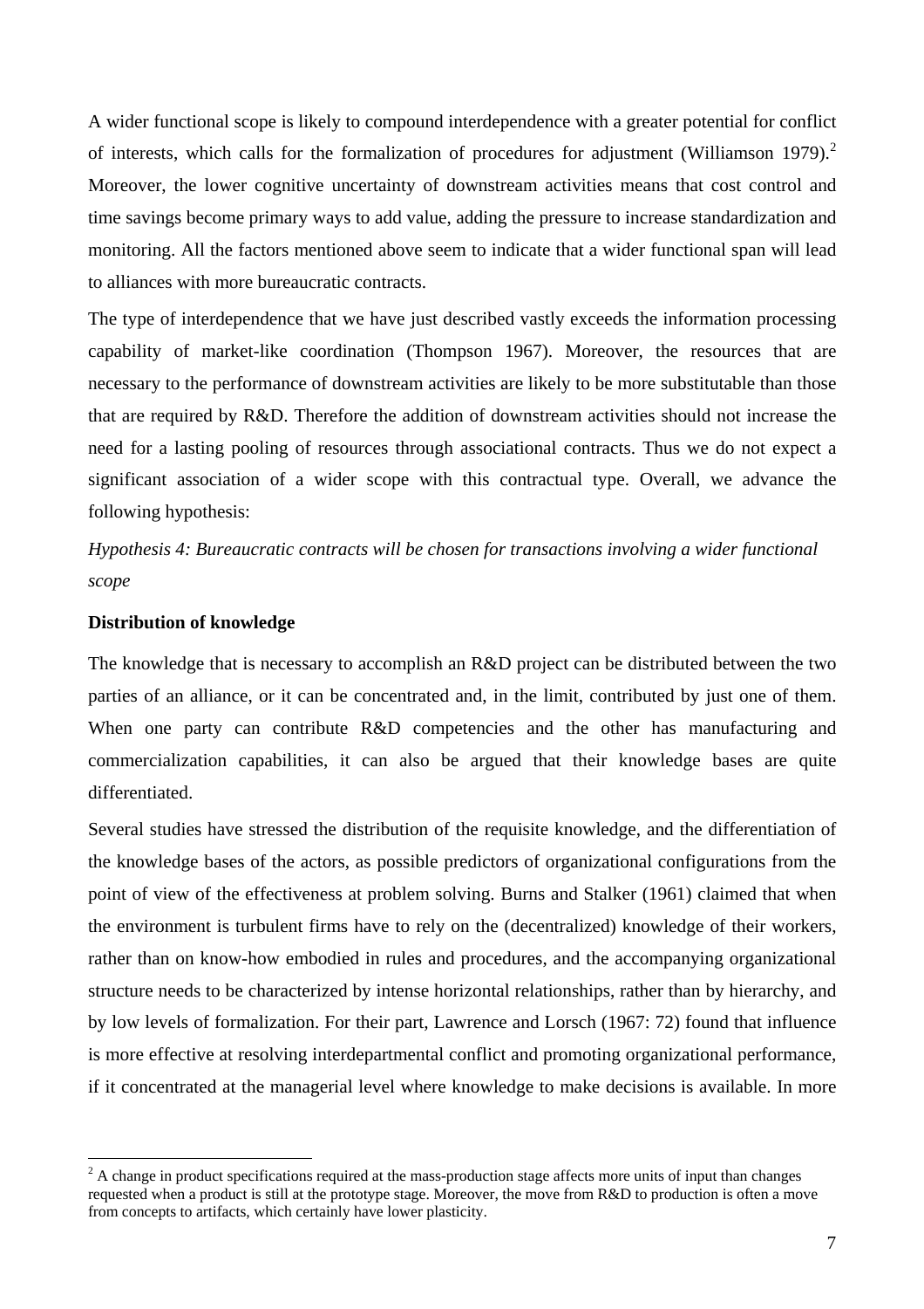A wider functional scope is likely to compound interdependence with a greater potential for conflict of interests, which calls for the formalization of procedures for adjustment (Williamson 1979).[2] Moreover, the lower cognitive uncertainty of downstream activities means that cost control and time savings become primary ways to add value, adding the pressure to increase standardization and monitoring. All the factors mentioned above seem to indicate that a wider functional span will lead to alliances with more bureaucratic contracts.

The type of interdependence that we have just described vastly exceeds the information processing capability of market-like coordination (Thompson 1967). Moreover, the resources that are necessary to the performance of downstream activities are likely to be more substitutable than those that are required by R&D. Therefore the addition of downstream activities should not increase the need for a lasting pooling of resources through associational contracts. Thus we do not expect a significant association of a wider scope with this contractual type. Overall, we advance the following hypothesis:

*Hypothesis 4: Bureaucratic contracts will be chosen for transactions involving a wider functional scope*

**Distribution of knowledge**

The knowledge that is necessary to accomplish an R&D project can be distributed between the two parties of an alliance, or it can be concentrated and, in the limit, contributed by just one of them. When one party can contribute R&D competencies and the other has manufacturing and commercialization capabilities, it can also be argued that their knowledge bases are quite differentiated.

Several studies have stressed the distribution of the requisite knowledge, and the differentiation of the knowledge bases of the actors, as possible predictors of organizational configurations from the point of view of the effectiveness at problem solving. Burns and Stalker (1961) claimed that when the environment is turbulent firms have to rely on the (decentralized) knowledge of their workers, rather than on know-how embodied in rules and procedures, and the accompanying organizational structure needs to be characterized by intense horizontal relationships, rather than by hierarchy, and by low levels of formalization. For their part, Lawrence and Lorsch (1967: 72) found that influence is more effective at resolving interdepartmental conflict and promoting organizational performance, if it concentrated at the managerial level where knowledge to make decisions is available. In more

[2] A change in product specifications required at the mass-production stage affects more units of input than changes requested when a product is still at the prototype stage. Moreover, the move from R&D to production is often a move from concepts to artifacts, which certainly have lower plasticity.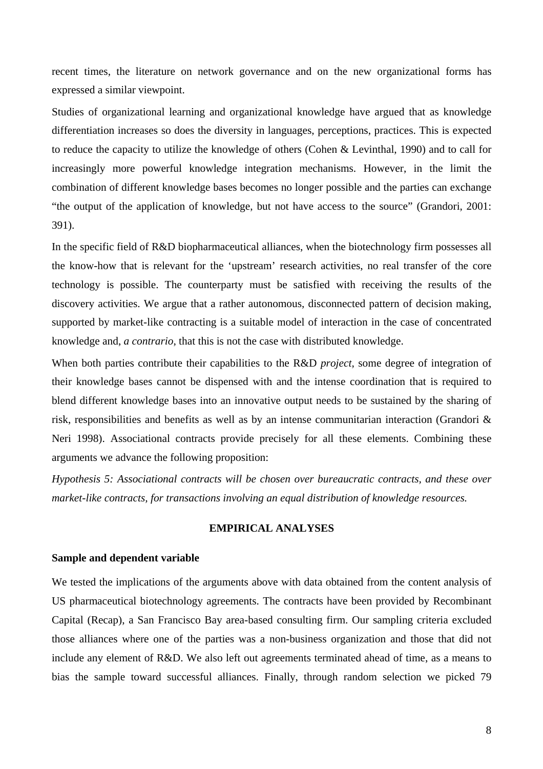recent times, the literature on network governance and on the new organizational forms has expressed a similar viewpoint.

Studies of organizational learning and organizational knowledge have argued that as knowledge differentiation increases so does the diversity in languages, perceptions, practices. This is expected to reduce the capacity to utilize the knowledge of others (Cohen & Levinthal, 1990) and to call for increasingly more powerful knowledge integration mechanisms. However, in the limit the combination of different knowledge bases becomes no longer possible and the parties can exchange "the output of the application of knowledge, but not have access to the source" (Grandori, 2001: 391).

In the specific field of R&D biopharmaceutical alliances, when the biotechnology firm possesses all the know-how that is relevant for the 'upstream' research activities, no real transfer of the core technology is possible. The counterparty must be satisfied with receiving the results of the discovery activities. We argue that a rather autonomous, disconnected pattern of decision making, supported by market-like contracting is a suitable model of interaction in the case of concentrated knowledge and, *a contrario*, that this is not the case with distributed knowledge.

When both parties contribute their capabilities to the R&D *project*, some degree of integration of their knowledge bases cannot be dispensed with and the intense coordination that is required to blend different knowledge bases into an innovative output needs to be sustained by the sharing of risk, responsibilities and benefits as well as by an intense communitarian interaction (Grandori & Neri 1998). Associational contracts provide precisely for all these elements. Combining these arguments we advance the following proposition:

*Hypothesis 5: Associational contracts will be chosen over bureaucratic contracts, and these over market-like contracts, for transactions involving an equal distribution of knowledge resources.*

## EMPIRICAL ANALYSES

### Sample and dependent variable

We tested the implications of the arguments above with data obtained from the content analysis of US pharmaceutical biotechnology agreements. The contracts have been provided by Recombinant Capital (Recap), a San Francisco Bay area-based consulting firm. Our sampling criteria excluded those alliances where one of the parties was a non-business organization and those that did not include any element of R&D. We also left out agreements terminated ahead of time, as a means to bias the sample toward successful alliances. Finally, through random selection we picked 79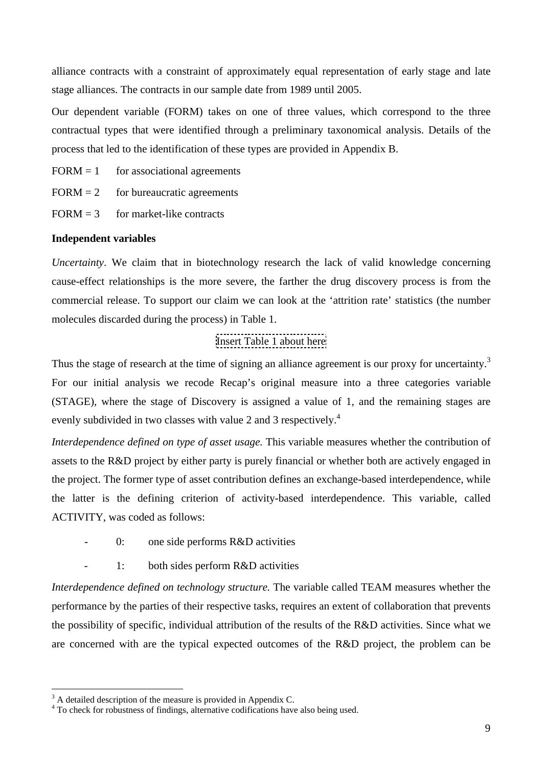alliance contracts with a constraint of approximately equal representation of early stage and late stage alliances. The contracts in our sample date from 1989 until 2005.

Our dependent variable (FORM) takes on one of three values, which correspond to the three contractual types that were identified through a preliminary taxonomical analysis. Details of the process that led to the identification of these types are provided in Appendix B.

FORM = 1 for associational agreements

FORM = 2 for bureaucratic agreements

FORM = 3 for market-like contracts

**Independent variables**

*Uncertainty*. We claim that in biotechnology research the lack of valid knowledge concerning cause-effect relationships is the more severe, the farther the drug discovery process is from the commercial release. To support our claim we can look at the 'attrition rate' statistics (the number molecules discarded during the process) in Table 1.

Insert Table 1 about here

Thus the stage of research at the time of signing an alliance agreement is our proxy for uncertainty.[3] For our initial analysis we recode Recap's original measure into a three categories variable (STAGE), where the stage of Discovery is assigned a value of 1, and the remaining stages are evenly subdivided in two classes with value 2 and 3 respectively.[4]

*Interdependence defined on type of asset usage.* This variable measures whether the contribution of assets to the R&D project by either party is purely financial or whether both are actively engaged in the project. The former type of asset contribution defines an exchange-based interdependence, while the latter is the defining criterion of activity-based interdependence. This variable, called ACTIVITY, was coded as follows:

- 0: one side performs R&D activities
- 1: both sides perform R&D activities

*Interdependence defined on technology structure.* The variable called TEAM measures whether the performance by the parties of their respective tasks, requires an extent of collaboration that prevents the possibility of specific, individual attribution of the results of the R&D activities. Since what we are concerned with are the typical expected outcomes of the R&D project, the problem can be

[3] A detailed description of the measure is provided in Appendix C.

[4] To check for robustness of findings, alternative codifications have also being used.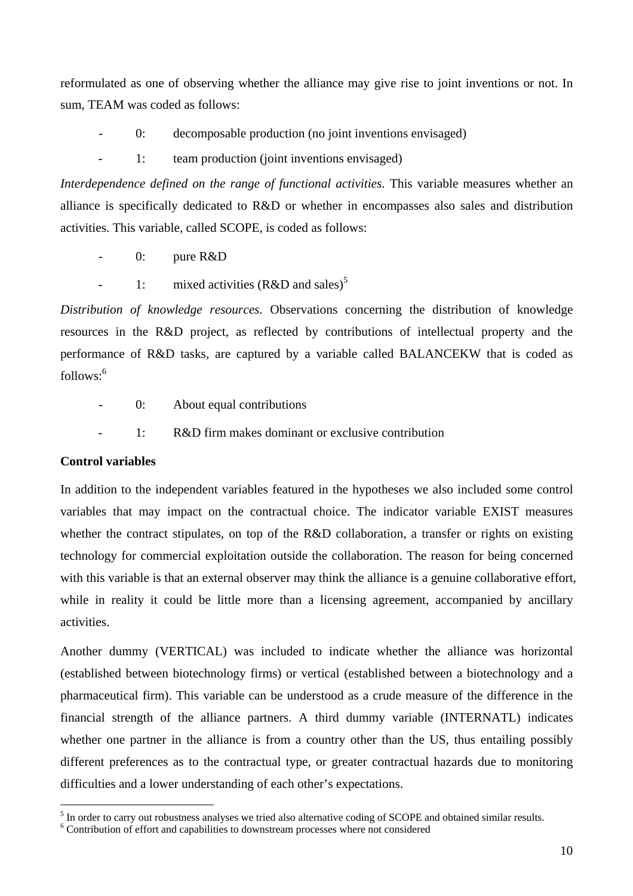reformulated as one of observing whether the alliance may give rise to joint inventions or not. In sum, TEAM was coded as follows:

- 0: decomposable production (no joint inventions envisaged)
- 1: team production (joint inventions envisaged)

*Interdependence defined on the range of functional activities*. This variable measures whether an alliance is specifically dedicated to R&D or whether in encompasses also sales and distribution activities. This variable, called SCOPE, is coded as follows:

- 0: pure R&D
- 1: mixed activities (R&D and sales)[5]

*Distribution of knowledge resources*. Observations concerning the distribution of knowledge resources in the R&D project, as reflected by contributions of intellectual property and the performance of R&D tasks, are captured by a variable called BALANCEKW that is coded as follows:[6]

- 0: About equal contributions
- 1: R&D firm makes dominant or exclusive contribution

**Control variables**

In addition to the independent variables featured in the hypotheses we also included some control variables that may impact on the contractual choice. The indicator variable EXIST measures whether the contract stipulates, on top of the R&D collaboration, a transfer or rights on existing technology for commercial exploitation outside the collaboration. The reason for being concerned with this variable is that an external observer may think the alliance is a genuine collaborative effort, while in reality it could be little more than a licensing agreement, accompanied by ancillary activities.

Another dummy (VERTICAL) was included to indicate whether the alliance was horizontal (established between biotechnology firms) or vertical (established between a biotechnology and a pharmaceutical firm). This variable can be understood as a crude measure of the difference in the financial strength of the alliance partners. A third dummy variable (INTERNATL) indicates whether one partner in the alliance is from a country other than the US, thus entailing possibly different preferences as to the contractual type, or greater contractual hazards due to monitoring difficulties and a lower understanding of each other's expectations.

---

[5] In order to carry out robustness analyses we tried also alternative coding of SCOPE and obtained similar results.

[6] Contribution of effort and capabilities to downstream processes where not considered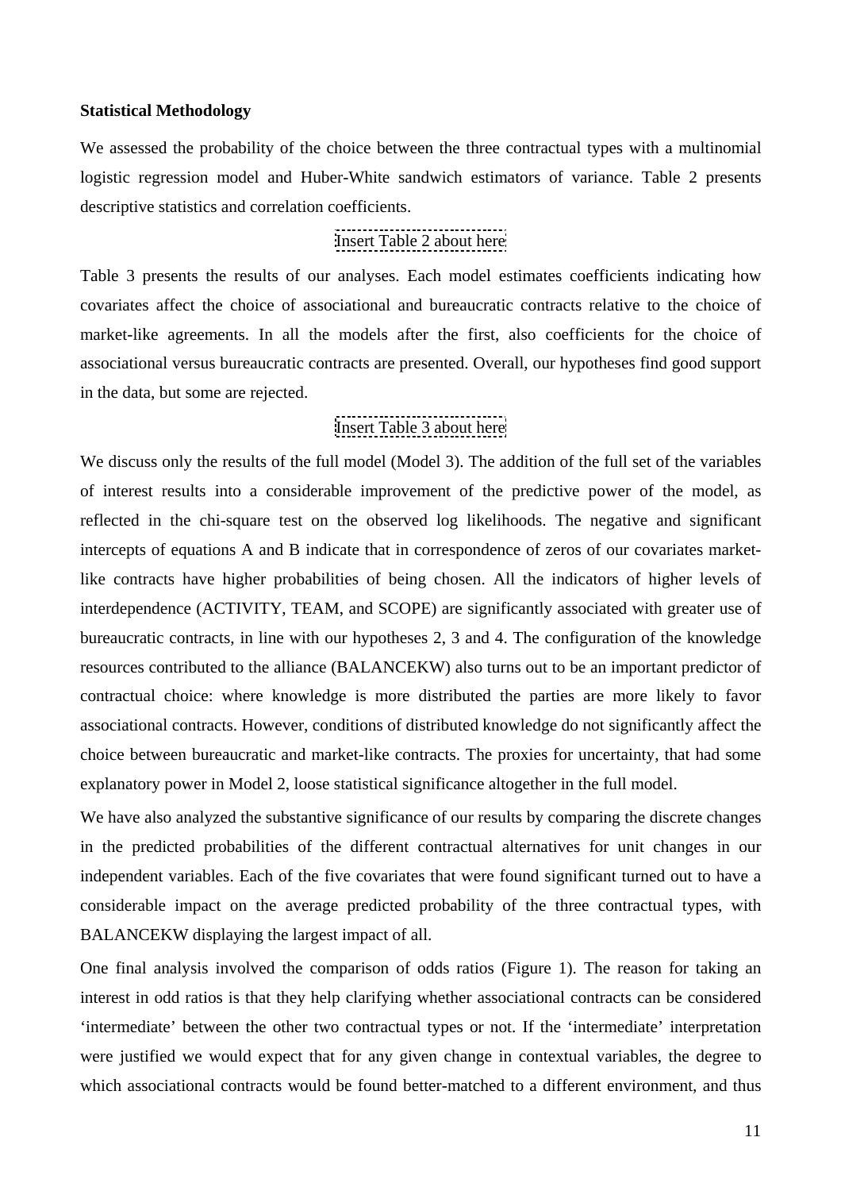**Statistical Methodology**

We assessed the probability of the choice between the three contractual types with a multinomial logistic regression model and Huber-White sandwich estimators of variance. Table 2 presents descriptive statistics and correlation coefficients.

Insert Table 2 about here

Table 3 presents the results of our analyses. Each model estimates coefficients indicating how covariates affect the choice of associational and bureaucratic contracts relative to the choice of market-like agreements. In all the models after the first, also coefficients for the choice of associational versus bureaucratic contracts are presented. Overall, our hypotheses find good support in the data, but some are rejected.

Insert Table 3 about here

We discuss only the results of the full model (Model 3). The addition of the full set of the variables of interest results into a considerable improvement of the predictive power of the model, as reflected in the chi-square test on the observed log likelihoods. The negative and significant intercepts of equations A and B indicate that in correspondence of zeros of our covariates market-like contracts have higher probabilities of being chosen. All the indicators of higher levels of interdependence (ACTIVITY, TEAM, and SCOPE) are significantly associated with greater use of bureaucratic contracts, in line with our hypotheses 2, 3 and 4. The configuration of the knowledge resources contributed to the alliance (BALANCEKW) also turns out to be an important predictor of contractual choice: where knowledge is more distributed the parties are more likely to favor associational contracts. However, conditions of distributed knowledge do not significantly affect the choice between bureaucratic and market-like contracts. The proxies for uncertainty, that had some explanatory power in Model 2, loose statistical significance altogether in the full model.

We have also analyzed the substantive significance of our results by comparing the discrete changes in the predicted probabilities of the different contractual alternatives for unit changes in our independent variables. Each of the five covariates that were found significant turned out to have a considerable impact on the average predicted probability of the three contractual types, with BALANCEKW displaying the largest impact of all.

One final analysis involved the comparison of odds ratios (Figure 1). The reason for taking an interest in odd ratios is that they help clarifying whether associational contracts can be considered 'intermediate' between the other two contractual types or not. If the 'intermediate' interpretation were justified we would expect that for any given change in contextual variables, the degree to which associational contracts would be found better-matched to a different environment, and thus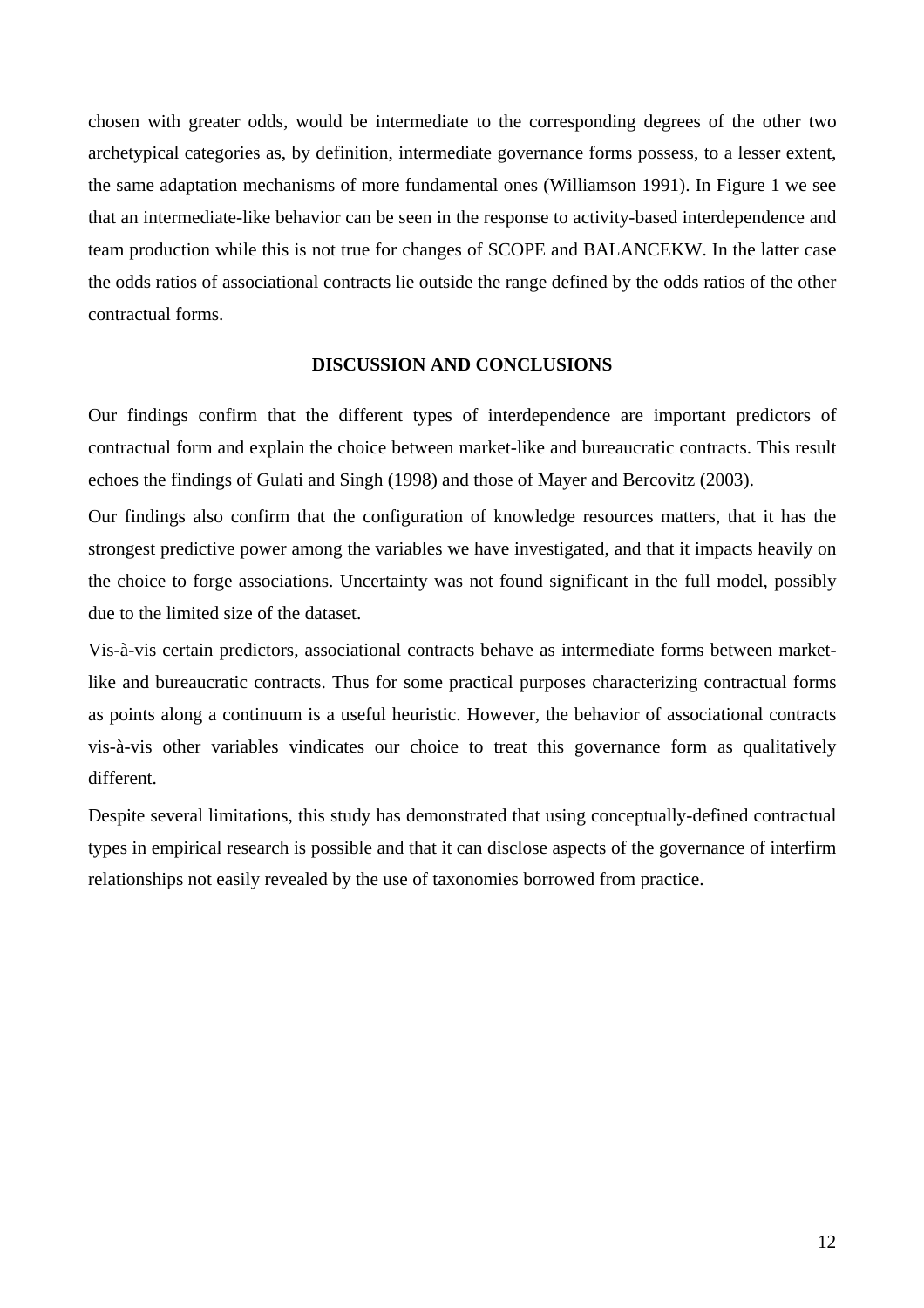chosen with greater odds, would be intermediate to the corresponding degrees of the other two archetypical categories as, by definition, intermediate governance forms possess, to a lesser extent, the same adaptation mechanisms of more fundamental ones (Williamson 1991). In Figure 1 we see that an intermediate-like behavior can be seen in the response to activity-based interdependence and team production while this is not true for changes of SCOPE and BALANCEKW. In the latter case the odds ratios of associational contracts lie outside the range defined by the odds ratios of the other contractual forms.

## DISCUSSION AND CONCLUSIONS

Our findings confirm that the different types of interdependence are important predictors of contractual form and explain the choice between market-like and bureaucratic contracts. This result echoes the findings of Gulati and Singh (1998) and those of Mayer and Bercovitz (2003).

Our findings also confirm that the configuration of knowledge resources matters, that it has the strongest predictive power among the variables we have investigated, and that it impacts heavily on the choice to forge associations. Uncertainty was not found significant in the full model, possibly due to the limited size of the dataset.

Vis-à-vis certain predictors, associational contracts behave as intermediate forms between market-like and bureaucratic contracts. Thus for some practical purposes characterizing contractual forms as points along a continuum is a useful heuristic. However, the behavior of associational contracts vis-à-vis other variables vindicates our choice to treat this governance form as qualitatively different.

Despite several limitations, this study has demonstrated that using conceptually-defined contractual types in empirical research is possible and that it can disclose aspects of the governance of interfirm relationships not easily revealed by the use of taxonomies borrowed from practice.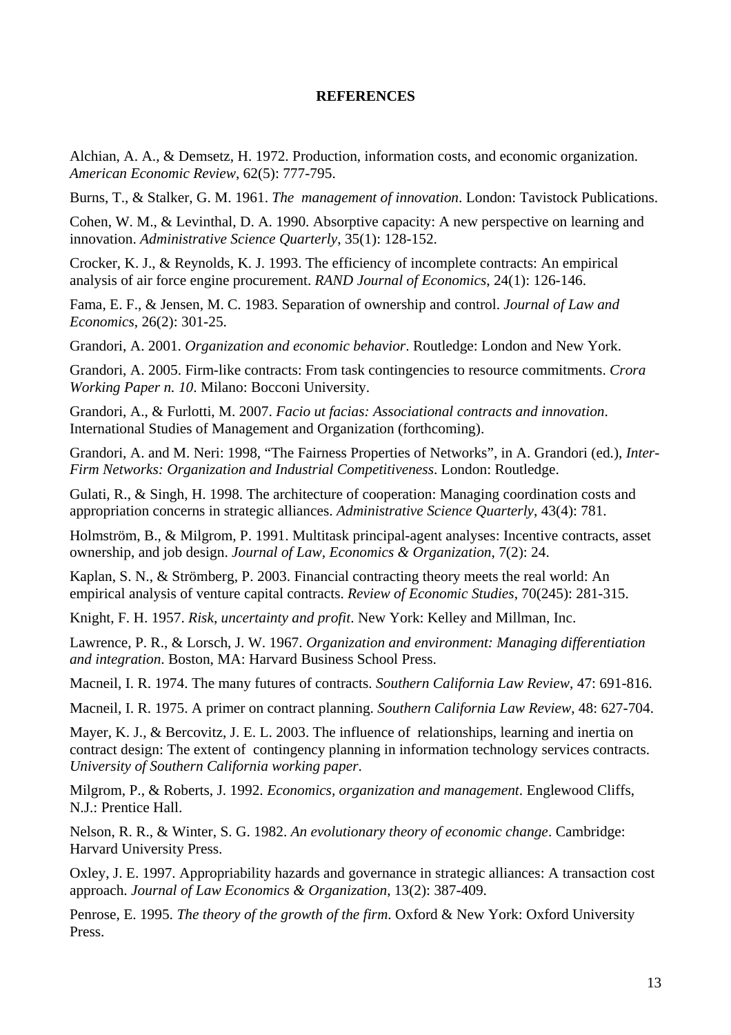**REFERENCES**

Alchian, A. A., & Demsetz, H. 1972. Production, information costs, and economic organization. *American Economic Review*, 62(5): 777-795.

Burns, T., & Stalker, G. M. 1961. *The management of innovation*. London: Tavistock Publications.

Cohen, W. M., & Levinthal, D. A. 1990. Absorptive capacity: A new perspective on learning and innovation. *Administrative Science Quarterly*, 35(1): 128-152.

Crocker, K. J., & Reynolds, K. J. 1993. The efficiency of incomplete contracts: An empirical analysis of air force engine procurement. *RAND Journal of Economics*, 24(1): 126-146.

Fama, E. F., & Jensen, M. C. 1983. Separation of ownership and control. *Journal of Law and Economics*, 26(2): 301-25.

Grandori, A. 2001. *Organization and economic behavior*. Routledge: London and New York.

Grandori, A. 2005. Firm-like contracts: From task contingencies to resource commitments. *Crora Working Paper n. 10*. Milano: Bocconi University.

Grandori, A., & Furlotti, M. 2007. *Facio ut facias: Associational contracts and innovation*. International Studies of Management and Organization (forthcoming).

Grandori, A. and M. Neri: 1998, "The Fairness Properties of Networks", in A. Grandori (ed.), *Inter-Firm Networks: Organization and Industrial Competitiveness*. London: Routledge.

Gulati, R., & Singh, H. 1998. The architecture of cooperation: Managing coordination costs and appropriation concerns in strategic alliances. *Administrative Science Quarterly*, 43(4): 781.

Holmström, B., & Milgrom, P. 1991. Multitask principal-agent analyses: Incentive contracts, asset ownership, and job design. *Journal of Law, Economics & Organization*, 7(2): 24.

Kaplan, S. N., & Strömberg, P. 2003. Financial contracting theory meets the real world: An empirical analysis of venture capital contracts. *Review of Economic Studies*, 70(245): 281-315.

Knight, F. H. 1957. *Risk, uncertainty and profit*. New York: Kelley and Millman, Inc.

Lawrence, P. R., & Lorsch, J. W. 1967. *Organization and environment: Managing differentiation and integration*. Boston, MA: Harvard Business School Press.

Macneil, I. R. 1974. The many futures of contracts. *Southern California Law Review*, 47: 691-816.

Macneil, I. R. 1975. A primer on contract planning. *Southern California Law Review*, 48: 627-704.

Mayer, K. J., & Bercovitz, J. E. L. 2003. The influence of relationships, learning and inertia on contract design: The extent of contingency planning in information technology services contracts. *University of Southern California working paper*.

Milgrom, P., & Roberts, J. 1992. *Economics, organization and management*. Englewood Cliffs, N.J.: Prentice Hall.

Nelson, R. R., & Winter, S. G. 1982. *An evolutionary theory of economic change*. Cambridge: Harvard University Press.

Oxley, J. E. 1997. Appropriability hazards and governance in strategic alliances: A transaction cost approach. *Journal of Law Economics & Organization*, 13(2): 387-409.

Penrose, E. 1995. *The theory of the growth of the firm*. Oxford & New York: Oxford University Press.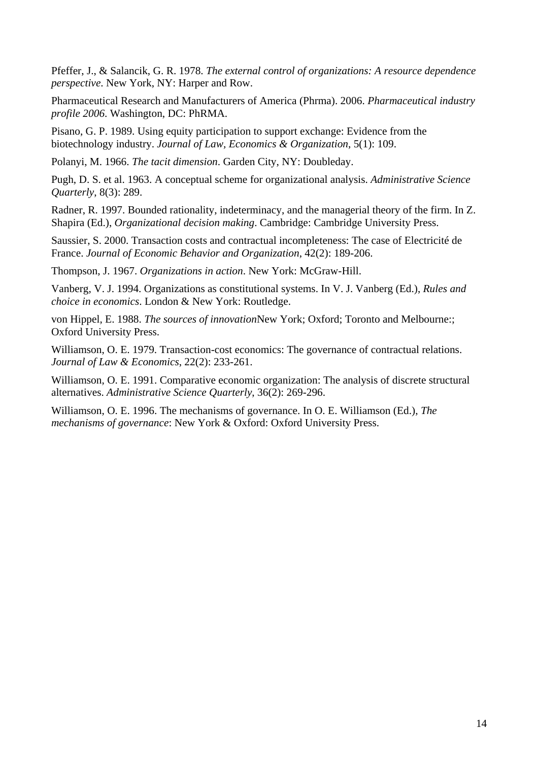Pfeffer, J., & Salancik, G. R. 1978. *The external control of organizations: A resource dependence perspective*. New York, NY: Harper and Row.

Pharmaceutical Research and Manufacturers of America (Phrma). 2006. *Pharmaceutical industry profile 2006*. Washington, DC: PhRMA.

Pisano, G. P. 1989. Using equity participation to support exchange: Evidence from the biotechnology industry. *Journal of Law, Economics & Organization*, 5(1): 109.

Polanyi, M. 1966. *The tacit dimension*. Garden City, NY: Doubleday.

Pugh, D. S. et al. 1963. A conceptual scheme for organizational analysis. *Administrative Science Quarterly*, 8(3): 289.

Radner, R. 1997. Bounded rationality, indeterminacy, and the managerial theory of the firm. In Z. Shapira (Ed.), *Organizational decision making*. Cambridge: Cambridge University Press.

Saussier, S. 2000. Transaction costs and contractual incompleteness: The case of Electricité de France. *Journal of Economic Behavior and Organization*, 42(2): 189-206.

Thompson, J. 1967. *Organizations in action*. New York: McGraw-Hill.

Vanberg, V. J. 1994. Organizations as constitutional systems. In V. J. Vanberg (Ed.), *Rules and choice in economics*. London & New York: Routledge.

von Hippel, E. 1988. *The sources of innovation*New York; Oxford; Toronto and Melbourne:; Oxford University Press.

Williamson, O. E. 1979. Transaction-cost economics: The governance of contractual relations. *Journal of Law & Economics*, 22(2): 233-261.

Williamson, O. E. 1991. Comparative economic organization: The analysis of discrete structural alternatives. *Administrative Science Quarterly*, 36(2): 269-296.

Williamson, O. E. 1996. The mechanisms of governance. In O. E. Williamson (Ed.), *The mechanisms of governance*: New York & Oxford: Oxford University Press.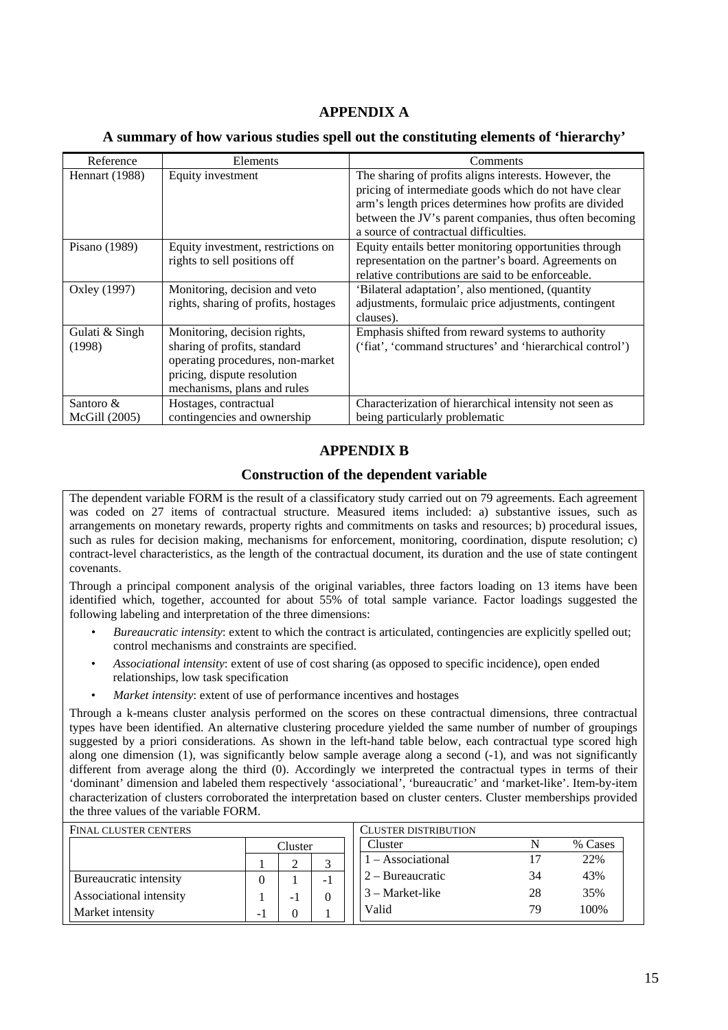# APPENDIX A

## A summary of how various studies spell out the constituting elements of 'hierarchy'

| Reference | Elements | Comments |
|---|---|---|
| Hennart (1988) | Equity investment | The sharing of profits aligns interests. However, the pricing of intermediate goods which do not have clear arm's length prices determines how profits are divided between the JV's parent companies, thus often becoming a source of contractual difficulties. |
| Pisano (1989) | Equity investment, restrictions on rights to sell positions off | Equity entails better monitoring opportunities through representation on the partner's board. Agreements on relative contributions are said to be enforceable. |
| Oxley (1997) | Monitoring, decision and veto rights, sharing of profits, hostages | 'Bilateral adaptation', also mentioned, (quantity adjustments, formulaic price adjustments, contingent clauses). |
| Gulati & Singh (1998) | Monitoring, decision rights, sharing of profits, standard operating procedures, non-market pricing, dispute resolution mechanisms, plans and rules | Emphasis shifted from reward systems to authority ('fiat', 'command structures' and 'hierarchical control') |
| Santoro & McGill (2005) | Hostages, contractual contingencies and ownership | Characterization of hierarchical intensity not seen as being particularly problematic |

# APPENDIX B

## Construction of the dependent variable

The dependent variable FORM is the result of a classificatory study carried out on 79 agreements. Each agreement was coded on 27 items of contractual structure. Measured items included: a) substantive issues, such as arrangements on monetary rewards, property rights and commitments on tasks and resources; b) procedural issues, such as rules for decision making, mechanisms for enforcement, monitoring, coordination, dispute resolution; c) contract-level characteristics, as the length of the contractual document, its duration and the use of state contingent covenants.

Through a principal component analysis of the original variables, three factors loading on 13 items have been identified which, together, accounted for about 55% of total sample variance. Factor loadings suggested the following labeling and interpretation of the three dimensions:

- *Bureaucratic intensity*: extent to which the contract is articulated, contingencies are explicitly spelled out; control mechanisms and constraints are specified.
- *Associational intensity*: extent of use of cost sharing (as opposed to specific incidence), open ended relationships, low task specification
- *Market intensity*: extent of use of performance incentives and hostages

Through a k-means cluster analysis performed on the scores on these contractual dimensions, three contractual types have been identified. An alternative clustering procedure yielded the same number of number of groupings suggested by a priori considerations. As shown in the left-hand table below, each contractual type scored high along one dimension (1), was significantly below sample average along a second (-1), and was not significantly different from average along the third (0). Accordingly we interpreted the contractual types in terms of their 'dominant' dimension and labeled them respectively 'associational', 'bureaucratic' and 'market-like'. Item-by-item characterization of clusters corroborated the interpretation based on cluster centers. Cluster memberships provided the three values of the variable FORM.

FINAL CLUSTER CENTERS

| | Cluster | | |
|---|---|---|---|
| | 1 | 2 | 3 |
| Bureaucratic intensity | 0 | 1 | -1 |
| Associational intensity | 1 | -1 | 0 |
| Market intensity | -1 | 0 | 1 |

CLUSTER DISTRIBUTION

| Cluster | N | % Cases |
|---|---|---|
| 1 – Associational | 17 | 22% |
| 2 – Bureaucratic | 34 | 43% |
| 3 – Market-like | 28 | 35% |
| Valid | 79 | 100% |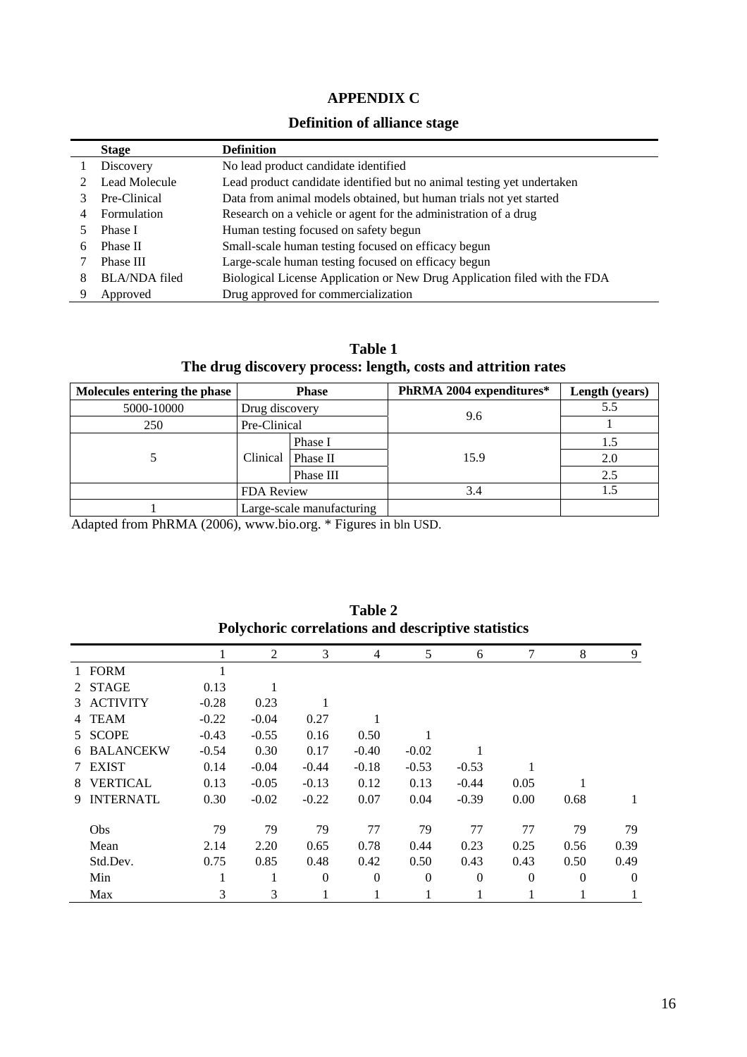## APPENDIX C

### Definition of alliance stage

| | Stage | Definition |
|---|---|---|
| 1 | Discovery | No lead product candidate identified |
| 2 | Lead Molecule | Lead product candidate identified but no animal testing yet undertaken |
| 3 | Pre-Clinical | Data from animal models obtained, but human trials not yet started |
| 4 | Formulation | Research on a vehicle or agent for the administration of a drug |
| 5 | Phase I | Human testing focused on safety begun |
| 6 | Phase II | Small-scale human testing focused on efficacy begun |
| 7 | Phase III | Large-scale human testing focused on efficacy begun |
| 8 | BLA/NDA filed | Biological License Application or New Drug Application filed with the FDA |
| 9 | Approved | Drug approved for commercialization |

**Table 1**
**The drug discovery process: length, costs and attrition rates**

| Molecules entering the phase | Phase | | PhRMA 2004 expenditures* | Length (years) |
|---|---|---|---|---|
| 5000-10000 | Drug discovery | | 9.6 | 5.5 |
| 250 | Pre-Clinical | | | 1 |
| 5 | Clinical | Phase I | 15.9 | 1.5 |
| | | Phase II | | 2.0 |
| | | Phase III | | 2.5 |
| | FDA Review | | 3.4 | 1.5 |
| 1 | Large-scale manufacturing | | | |

Adapted from PhRMA (2006), www.bio.org. * Figures in bln USD.

**Table 2**
**Polychoric correlations and descriptive statistics**

| | | 1 | 2 | 3 | 4 | 5 | 6 | 7 | 8 | 9 |
|---|---|---|---|---|---|---|---|---|---|---|
| 1 | FORM | 1 | | | | | | | | |
| 2 | STAGE | 0.13 | 1 | | | | | | | |
| 3 | ACTIVITY | -0.28 | 0.23 | 1 | | | | | | |
| 4 | TEAM | -0.22 | -0.04 | 0.27 | 1 | | | | | |
| 5 | SCOPE | -0.43 | -0.55 | 0.16 | 0.50 | 1 | | | | |
| 6 | BALANCEKW | -0.54 | 0.30 | 0.17 | -0.40 | -0.02 | 1 | | | |
| 7 | EXIST | 0.14 | -0.04 | -0.44 | -0.18 | -0.53 | -0.53 | 1 | | |
| 8 | VERTICAL | 0.13 | -0.05 | -0.13 | 0.12 | 0.13 | -0.44 | 0.05 | 1 | |
| 9 | INTERNATL | 0.30 | -0.02 | -0.22 | 0.07 | 0.04 | -0.39 | 0.00 | 0.68 | 1 |
| | Obs | 79 | 79 | 79 | 77 | 79 | 77 | 77 | 79 | 79 |
| | Mean | 2.14 | 2.20 | 0.65 | 0.78 | 0.44 | 0.23 | 0.25 | 0.56 | 0.39 |
| | Std.Dev. | 0.75 | 0.85 | 0.48 | 0.42 | 0.50 | 0.43 | 0.43 | 0.50 | 0.49 |
| | Min | 1 | 1 | 0 | 0 | 0 | 0 | 0 | 0 | 0 |
| | Max | 3 | 3 | 1 | 1 | 1 | 1 | 1 | 1 | 1 |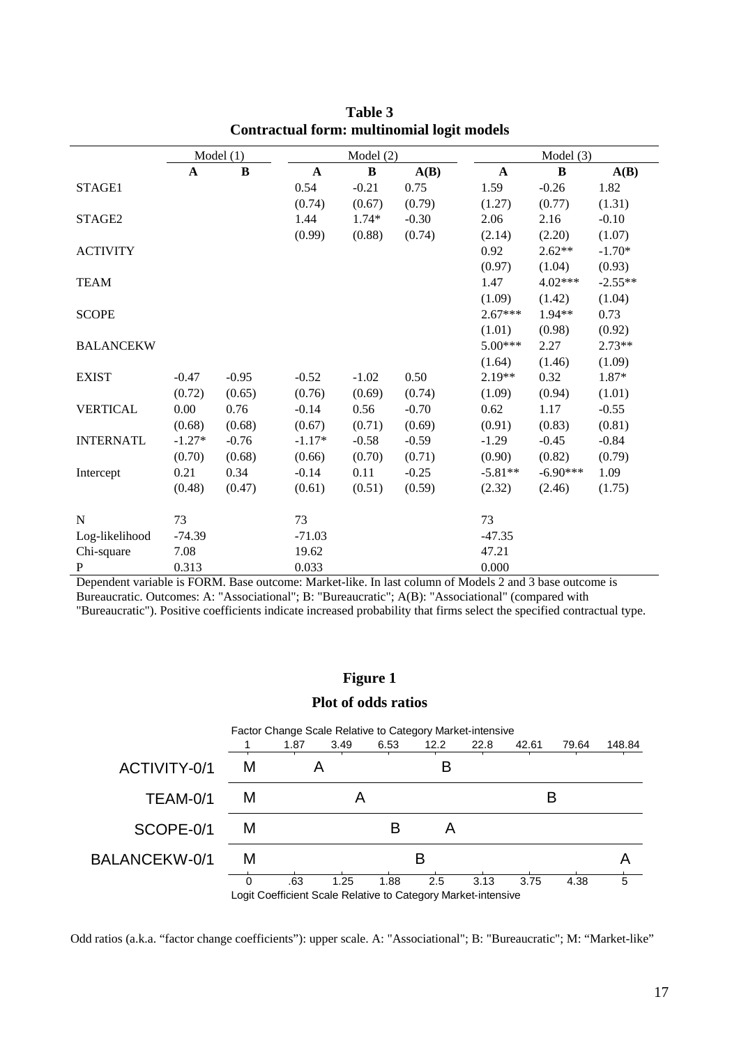**Table 3**
**Contractual form: multinomial logit models**

| | Model (1) | | Model (2) | | | Model (3) | | |
|---|---|---|---|---|---|---|---|---|
| | **A** | **B** | **A** | **B** | **A(B)** | **A** | **B** | **A(B)** |
| STAGE1 | | | 0.54 | -0.21 | 0.75 | 1.59 | -0.26 | 1.82 |
| | | | (0.74) | (0.67) | (0.79) | (1.27) | (0.77) | (1.31) |
| STAGE2 | | | 1.44 | 1.74* | -0.30 | 2.06 | 2.16 | -0.10 |
| | | | (0.99) | (0.88) | (0.74) | (2.14) | (2.20) | (1.07) |
| ACTIVITY | | | | | | 0.92 | 2.62** | -1.70* |
| | | | | | | (0.97) | (1.04) | (0.93) |
| TEAM | | | | | | 1.47 | 4.02*** | -2.55** |
| | | | | | | (1.09) | (1.42) | (1.04) |
| SCOPE | | | | | | 2.67*** | 1.94** | 0.73 |
| | | | | | | (1.01) | (0.98) | (0.92) |
| BALANCEKW | | | | | | 5.00*** | 2.27 | 2.73** |
| | | | | | | (1.64) | (1.46) | (1.09) |
| EXIST | -0.47 | -0.95 | -0.52 | -1.02 | 0.50 | 2.19** | 0.32 | 1.87* |
| | (0.72) | (0.65) | (0.76) | (0.69) | (0.74) | (1.09) | (0.94) | (1.01) |
| VERTICAL | 0.00 | 0.76 | -0.14 | 0.56 | -0.70 | 0.62 | 1.17 | -0.55 |
| | (0.68) | (0.68) | (0.67) | (0.71) | (0.69) | (0.91) | (0.83) | (0.81) |
| INTERNATL | -1.27* | -0.76 | -1.17* | -0.58 | -0.59 | -1.29 | -0.45 | -0.84 |
| | (0.70) | (0.68) | (0.66) | (0.70) | (0.71) | (0.90) | (0.82) | (0.79) |
| Intercept | 0.21 | 0.34 | -0.14 | 0.11 | -0.25 | -5.81** | -6.90*** | 1.09 |
| | (0.48) | (0.47) | (0.61) | (0.51) | (0.59) | (2.32) | (2.46) | (1.75) |
| N | 73 | | 73 | | | 73 | | |
| Log-likelihood | -74.39 | | -71.03 | | | -47.35 | | |
| Chi-square | 7.08 | | 19.62 | | | 47.21 | | |
| P | 0.313 | | 0.033 | | | 0.000 | | |

Dependent variable is FORM. Base outcome: Market-like. In last column of Models 2 and 3 base outcome is Bureaucratic. Outcomes: A: "Associational"; B: "Bureaucratic"; A(B): "Associational" (compared with "Bureaucratic"). Positive coefficients indicate increased probability that firms select the specified contractual type.

**Figure 1**

**Plot of odds ratios**

Factor Change Scale Relative to Category Market-intensive

1 1.87 3.49 6.53 12.2 22.8 42.61 79.64 148.84

ACTIVITY-0/1 M A B

TEAM-0/1 M A B

SCOPE-0/1 M B A

BALANCEKW-0/1 M B A

0 .63 1.25 1.88 2.5 3.13 3.75 4.38 5

Logit Coefficient Scale Relative to Category Market-intensive

Odd ratios (a.k.a. "factor change coefficients"): upper scale. A: "Associational"; B: "Bureaucratic"; M: "Market-like"